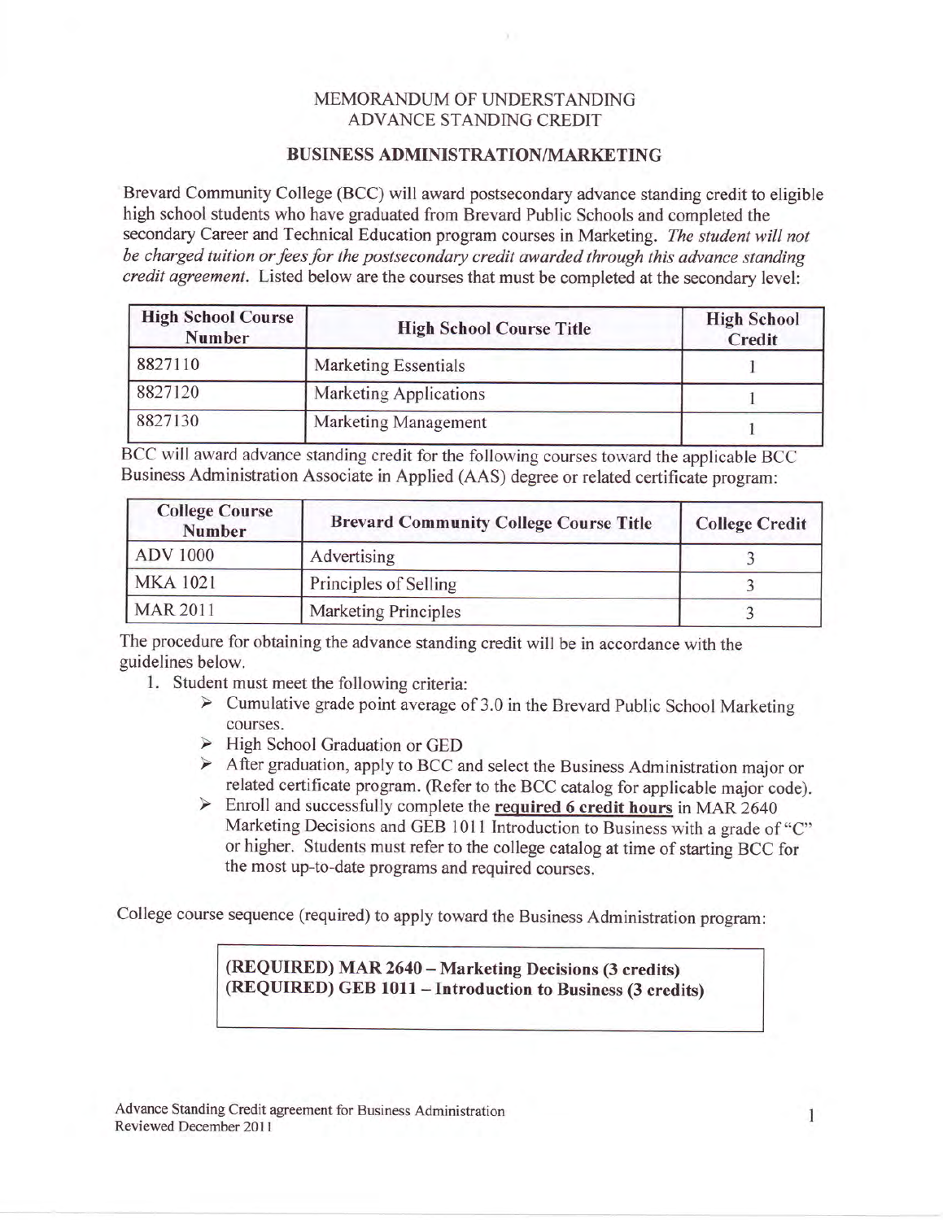# MEMORANDUM OF UNDERSTANDING
## ADVANCE STANDING CREDIT

## BUSINESS ADMINISTRATION/MARKETING

Brevard Community College (BCC) will award postsecondary advance standing credit to eligible high school students who have graduated from Brevard Public Schools and completed the secondary Career and Technical Education program courses in Marketing. *The student will not be charged tuition or fees for the postsecondary credit awarded through this advance standing credit agreement.* Listed below are the courses that must be completed at the secondary level:

| High School Course Number | High School Course Title | High School Credit |
|---|---|---|
| 8827110 | Marketing Essentials | 1 |
| 8827120 | Marketing Applications | 1 |
| 8827130 | Marketing Management | 1 |

BCC will award advance standing credit for the following courses toward the applicable BCC Business Administration Associate in Applied (AAS) degree or related certificate program:

| College Course Number | Brevard Community College Course Title | College Credit |
|---|---|---|
| ADV 1000 | Advertising | 3 |
| MKA 1021 | Principles of Selling | 3 |
| MAR 2011 | Marketing Principles | 3 |

The procedure for obtaining the advance standing credit will be in accordance with the guidelines below.

1. Student must meet the following criteria:
   - Cumulative grade point average of 3.0 in the Brevard Public School Marketing courses.
   - High School Graduation or GED
   - After graduation, apply to BCC and select the Business Administration major or related certificate program. (Refer to the BCC catalog for applicable major code).
   - Enroll and successfully complete the **required 6 credit hours** in MAR 2640 Marketing Decisions and GEB 1011 Introduction to Business with a grade of "C" or higher. Students must refer to the college catalog at time of starting BCC for the most up-to-date programs and required courses.

College course sequence (required) to apply toward the Business Administration program:

**(REQUIRED) MAR 2640 – Marketing Decisions (3 credits)**
**(REQUIRED) GEB 1011 – Introduction to Business (3 credits)**

Advance Standing Credit agreement for Business Administration
Reviewed December 2011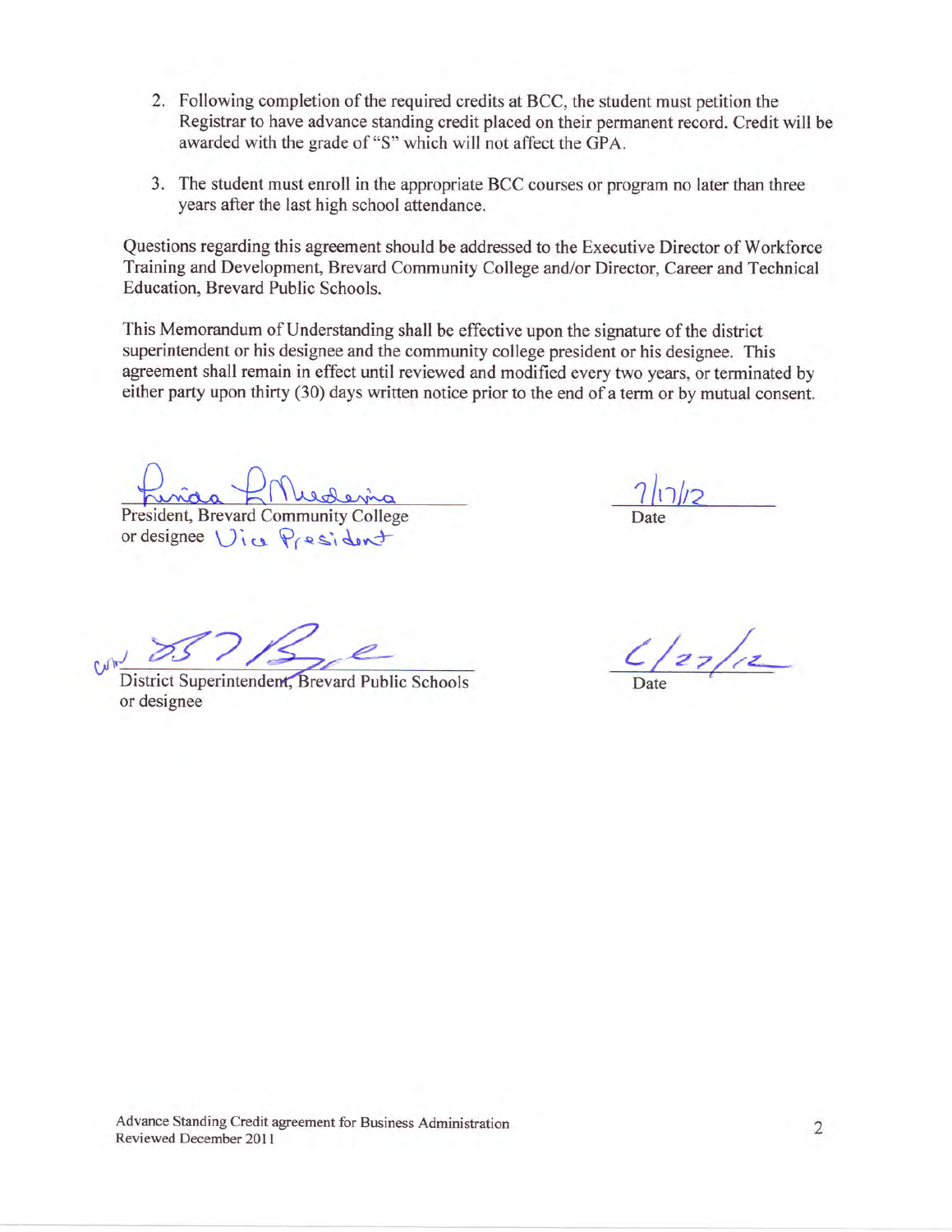2. Following completion of the required credits at BCC, the student must petition the Registrar to have advance standing credit placed on their permanent record. Credit will be awarded with the grade of "S" which will not affect the GPA.

3. The student must enroll in the appropriate BCC courses or program no later than three years after the last high school attendance.

Questions regarding this agreement should be addressed to the Executive Director of Workforce Training and Development, Brevard Community College and/or Director, Career and Technical Education, Brevard Public Schools.

This Memorandum of Understanding shall be effective upon the signature of the district superintendent or his designee and the community college president or his designee. This agreement shall remain in effect until reviewed and modified every two years, or terminated by either party upon thirty (30) days written notice prior to the end of a term or by mutual consent.

President, Brevard Community College
or designee Vice President

7/17/12
Date

District Superintendent, Brevard Public Schools
or designee

6/27/12
Date

Advance Standing Credit agreement for Business Administration
Reviewed December 2011